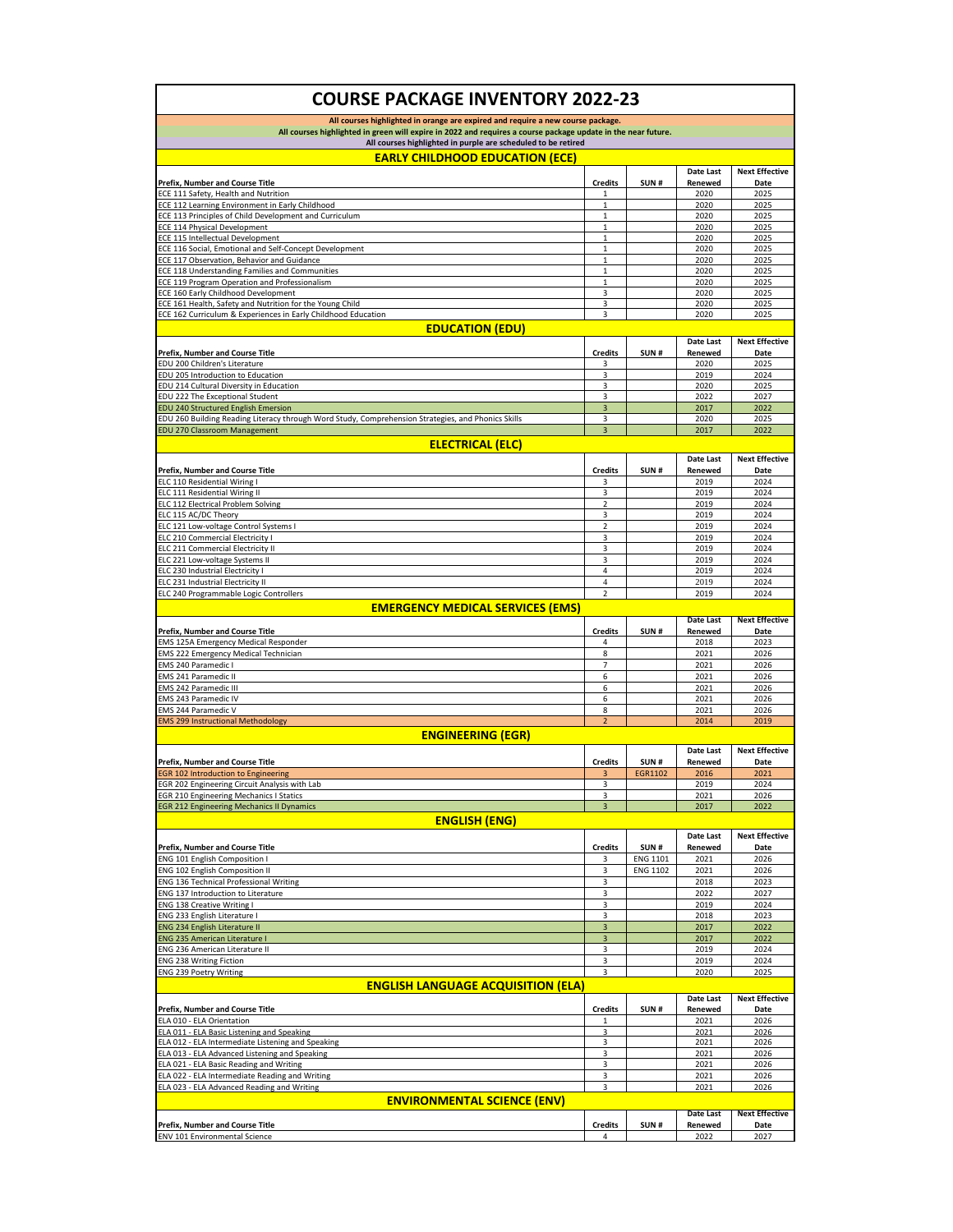# COURSE PACKAGE INVENTORY 2022-23

All courses highlighted in orange are expired and require a new course package.
All courses highlighted in green will expire in 2022 and requires a course package update in the near future.
All courses highlighted in purple are scheduled to be retired

## EARLY CHILDHOOD EDUCATION (ECE)

| Prefix, Number and Course Title | Credits | SUN # | Date Last Renewed | Next Effective Date |
|---|---|---|---|---|
| ECE 111 Safety, Health and Nutrition | 1 | | 2020 | 2025 |
| ECE 112 Learning Environment in Early Childhood | 1 | | 2020 | 2025 |
| ECE 113 Principles of Child Development and Curriculum | 1 | | 2020 | 2025 |
| ECE 114 Physical Development | 1 | | 2020 | 2025 |
| ECE 115 Intellectual Development | 1 | | 2020 | 2025 |
| ECE 116 Social, Emotional and Self-Concept Development | 1 | | 2020 | 2025 |
| ECE 117 Observation, Behavior and Guidance | 1 | | 2020 | 2025 |
| ECE 118 Understanding Families and Communities | 1 | | 2020 | 2025 |
| ECE 119 Program Operation and Professionalism | 1 | | 2020 | 2025 |
| ECE 160 Early Childhood Development | 3 | | 2020 | 2025 |
| ECE 161 Health, Safety and Nutrition for the Young Child | 3 | | 2020 | 2025 |
| ECE 162 Curriculum & Experiences in Early Childhood Education | 3 | | 2020 | 2025 |

## EDUCATION (EDU)

| Prefix, Number and Course Title | Credits | SUN # | Date Last Renewed | Next Effective Date |
|---|---|---|---|---|
| EDU 200 Children's Literature | 3 | | 2020 | 2025 |
| EDU 205 Introduction to Education | 3 | | 2019 | 2024 |
| EDU 214 Cultural Diversity in Education | 3 | | 2020 | 2025 |
| EDU 222 The Exceptional Student | 3 | | 2022 | 2027 |
| EDU 240 Structured English Emersion | 3 | | 2017 | 2022 |
| EDU 260 Building Reading Literacy through Word Study, Comprehension Strategies, and Phonics Skills | 3 | | 2020 | 2025 |
| EDU 270 Classroom Management | 3 | | 2017 | 2022 |

## ELECTRICAL (ELC)

| Prefix, Number and Course Title | Credits | SUN # | Date Last Renewed | Next Effective Date |
|---|---|---|---|---|
| ELC 110 Residential Wiring I | 3 | | 2019 | 2024 |
| ELC 111 Residential Wiring II | 3 | | 2019 | 2024 |
| ELC 112 Electrical Problem Solving | 2 | | 2019 | 2024 |
| ELC 115 AC/DC Theory | 3 | | 2019 | 2024 |
| ELC 121 Low-voltage Control Systems I | 2 | | 2019 | 2024 |
| ELC 210 Commercial Electricity I | 3 | | 2019 | 2024 |
| ELC 211 Commercial Electricity II | 3 | | 2019 | 2024 |
| ELC 221 Low-voltage Systems II | 3 | | 2019 | 2024 |
| ELC 230 Industrial Electricity I | 4 | | 2019 | 2024 |
| ELC 231 Industrial Electricity II | 4 | | 2019 | 2024 |
| ELC 240 Programmable Logic Controllers | 2 | | 2019 | 2024 |

## EMERGENCY MEDICAL SERVICES (EMS)

| Prefix, Number and Course Title | Credits | SUN # | Date Last Renewed | Next Effective Date |
|---|---|---|---|---|
| EMS 125A Emergency Medical Responder | 4 | | 2018 | 2023 |
| EMS 222 Emergency Medical Technician | 8 | | 2021 | 2026 |
| EMS 240 Paramedic I | 7 | | 2021 | 2026 |
| EMS 241 Paramedic II | 6 | | 2021 | 2026 |
| EMS 242 Paramedic III | 6 | | 2021 | 2026 |
| EMS 243 Paramedic IV | 6 | | 2021 | 2026 |
| EMS 244 Paramedic V | 8 | | 2021 | 2026 |
| EMS 299 Instructional Methodology | 2 | | 2014 | 2019 |

## ENGINEERING (EGR)

| Prefix, Number and Course Title | Credits | SUN # | Date Last Renewed | Next Effective Date |
|---|---|---|---|---|
| EGR 102 Introduction to Engineering | 3 | EGR1102 | 2016 | 2021 |
| EGR 202 Engineering Circuit Analysis with Lab | 3 | | 2019 | 2024 |
| EGR 210 Engineering Mechanics I Statics | 3 | | 2021 | 2026 |
| EGR 212 Engineering Mechanics II Dynamics | 3 | | 2017 | 2022 |

## ENGLISH (ENG)

| Prefix, Number and Course Title | Credits | SUN # | Date Last Renewed | Next Effective Date |
|---|---|---|---|---|
| ENG 101 English Composition I | 3 | ENG 1101 | 2021 | 2026 |
| ENG 102 English Composition II | 3 | ENG 1102 | 2021 | 2026 |
| ENG 136 Technical Professional Writing | 3 | | 2018 | 2023 |
| ENG 137 Introduction to Literature | 3 | | 2022 | 2027 |
| ENG 138 Creative Writing I | 3 | | 2019 | 2024 |
| ENG 233 English Literature I | 3 | | 2018 | 2023 |
| ENG 234 English Literature II | 3 | | 2017 | 2022 |
| ENG 235 American Literature I | 3 | | 2017 | 2022 |
| ENG 236 American Literature II | 3 | | 2019 | 2024 |
| ENG 238 Writing Fiction | 3 | | 2019 | 2024 |
| ENG 239 Poetry Writing | 3 | | 2020 | 2025 |

## ENGLISH LANGUAGE ACQUISITION (ELA)

| Prefix, Number and Course Title | Credits | SUN # | Date Last Renewed | Next Effective Date |
|---|---|---|---|---|
| ELA 010 - ELA Orientation | 1 | | 2021 | 2026 |
| ELA 011 - ELA Basic Listening and Speaking | 3 | | 2021 | 2026 |
| ELA 012 - ELA Intermediate Listening and Speaking | 3 | | 2021 | 2026 |
| ELA 013 - ELA Advanced Listening and Speaking | 3 | | 2021 | 2026 |
| ELA 021 - ELA Basic Reading and Writing | 3 | | 2021 | 2026 |
| ELA 022 - ELA Intermediate Reading and Writing | 3 | | 2021 | 2026 |
| ELA 023 - ELA Advanced Reading and Writing | 3 | | 2021 | 2026 |

## ENVIRONMENTAL SCIENCE (ENV)

| Prefix, Number and Course Title | Credits | SUN # | Date Last Renewed | Next Effective Date |
|---|---|---|---|---|
| ENV 101 Environmental Science | 4 | | 2022 | 2027 |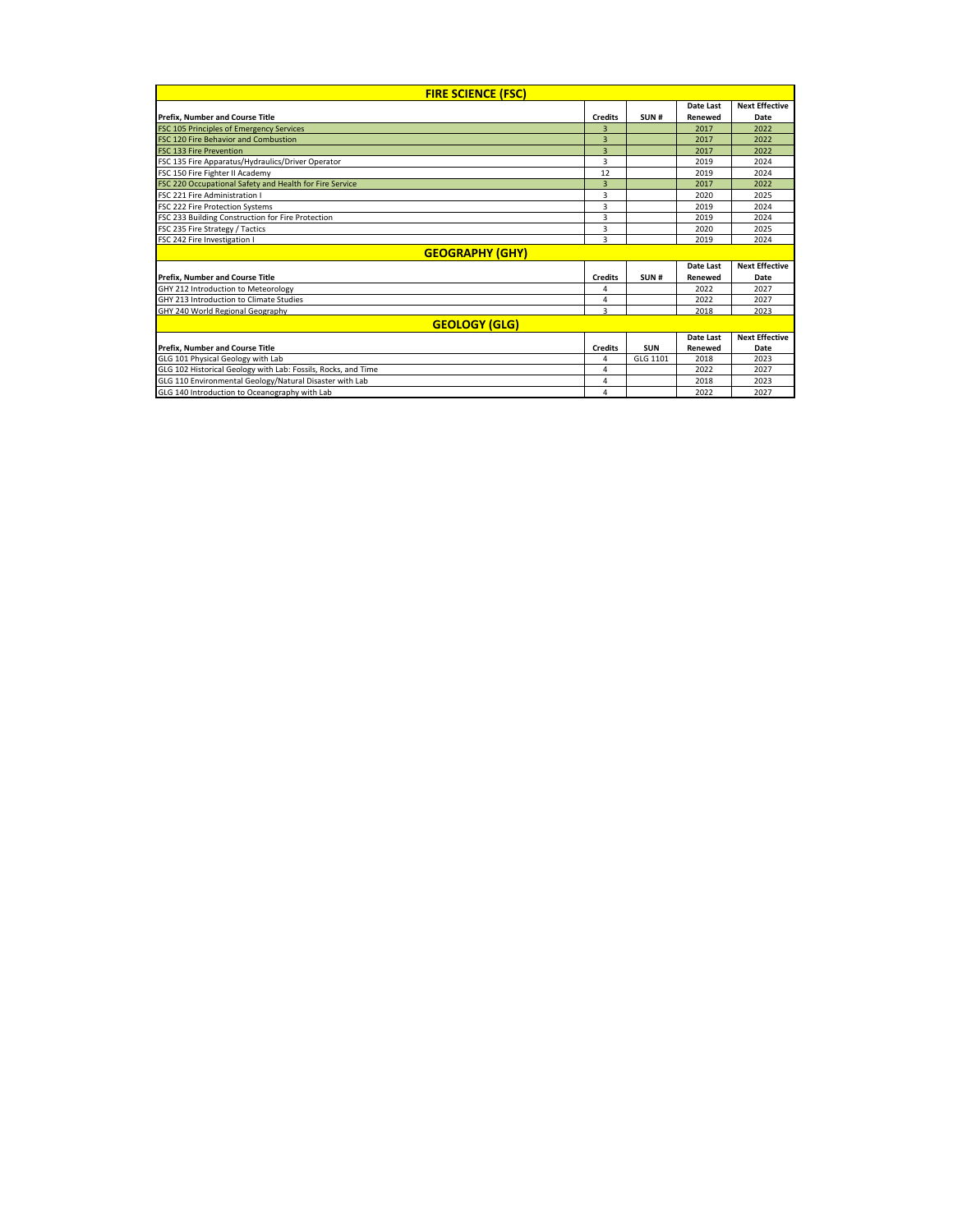## FIRE SCIENCE (FSC)

| Prefix, Number and Course Title | Credits | SUN # | Date Last Renewed | Next Effective Date |
|---|---|---|---|---|
| FSC 105 Principles of Emergency Services | 3 | | 2017 | 2022 |
| FSC 120 Fire Behavior and Combustion | 3 | | 2017 | 2022 |
| FSC 133 Fire Prevention | 3 | | 2017 | 2022 |
| FSC 135 Fire Apparatus/Hydraulics/Driver Operator | 3 | | 2019 | 2024 |
| FSC 150 Fire Fighter II Academy | 12 | | 2019 | 2024 |
| FSC 220 Occupational Safety and Health for Fire Service | 3 | | 2017 | 2022 |
| FSC 221 Fire Administration I | 3 | | 2020 | 2025 |
| FSC 222 Fire Protection Systems | 3 | | 2019 | 2024 |
| FSC 233 Building Construction for Fire Protection | 3 | | 2019 | 2024 |
| FSC 235 Fire Strategy / Tactics | 3 | | 2020 | 2025 |
| FSC 242 Fire Investigation I | 3 | | 2019 | 2024 |

## GEOGRAPHY (GHY)

| Prefix, Number and Course Title | Credits | SUN # | Date Last Renewed | Next Effective Date |
|---|---|---|---|---|
| GHY 212 Introduction to Meteorology | 4 | | 2022 | 2027 |
| GHY 213 Introduction to Climate Studies | 4 | | 2022 | 2027 |
| GHY 240 World Regional Geography | 3 | | 2018 | 2023 |

## GEOLOGY (GLG)

| Prefix, Number and Course Title | Credits | SUN | Date Last Renewed | Next Effective Date |
|---|---|---|---|---|
| GLG 101 Physical Geology with Lab | 4 | GLG 1101 | 2018 | 2023 |
| GLG 102 Historical Geology with Lab: Fossils, Rocks, and Time | 4 | | 2022 | 2027 |
| GLG 110 Environmental Geology/Natural Disaster with Lab | 4 | | 2018 | 2023 |
| GLG 140 Introduction to Oceanography with Lab | 4 | | 2022 | 2027 |